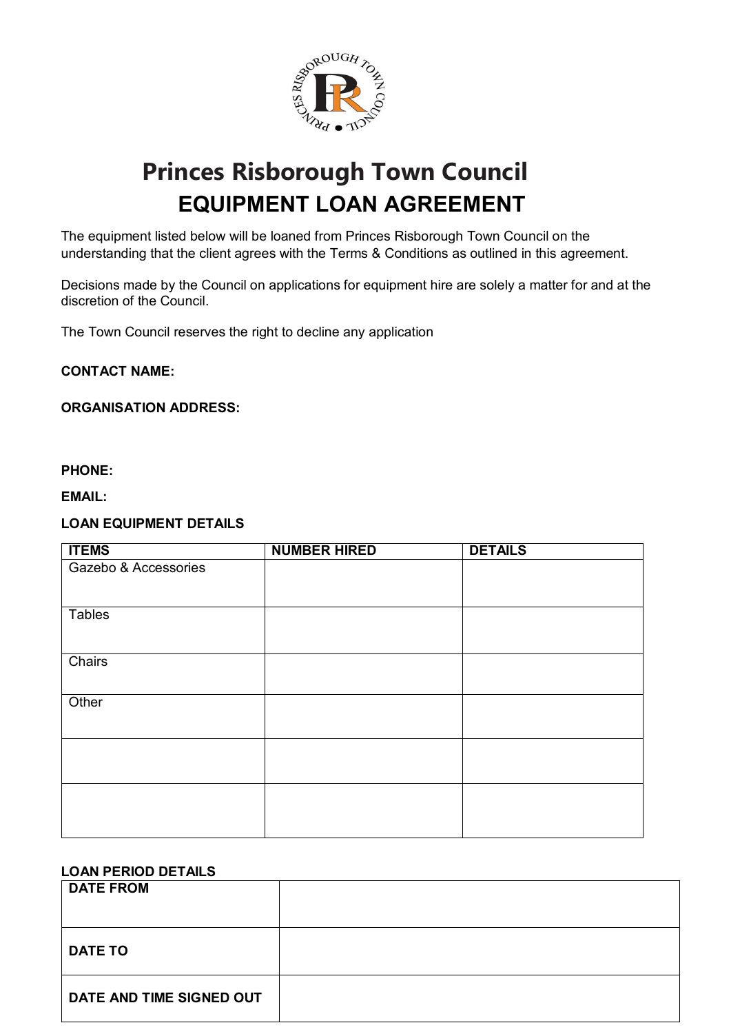# Princes Risborough Town Council

## EQUIPMENT LOAN AGREEMENT

The equipment listed below will be loaned from Princes Risborough Town Council on the understanding that the client agrees with the Terms & Conditions as outlined in this agreement.

Decisions made by the Council on applications for equipment hire are solely a matter for and at the discretion of the Council.

The Town Council reserves the right to decline any application

**CONTACT NAME:**

**ORGANISATION ADDRESS:**

**PHONE:**

**EMAIL:**

**LOAN EQUIPMENT DETAILS**

| ITEMS | NUMBER HIRED | DETAILS |
|---|---|---|
| Gazebo & Accessories | | |
| Tables | | |
| Chairs | | |
| Other | | |
| | | |
| | | |

**LOAN PERIOD DETAILS**

| | |
|---|---|
| **DATE FROM** | |
| **DATE TO** | |
| **DATE AND TIME SIGNED OUT** | |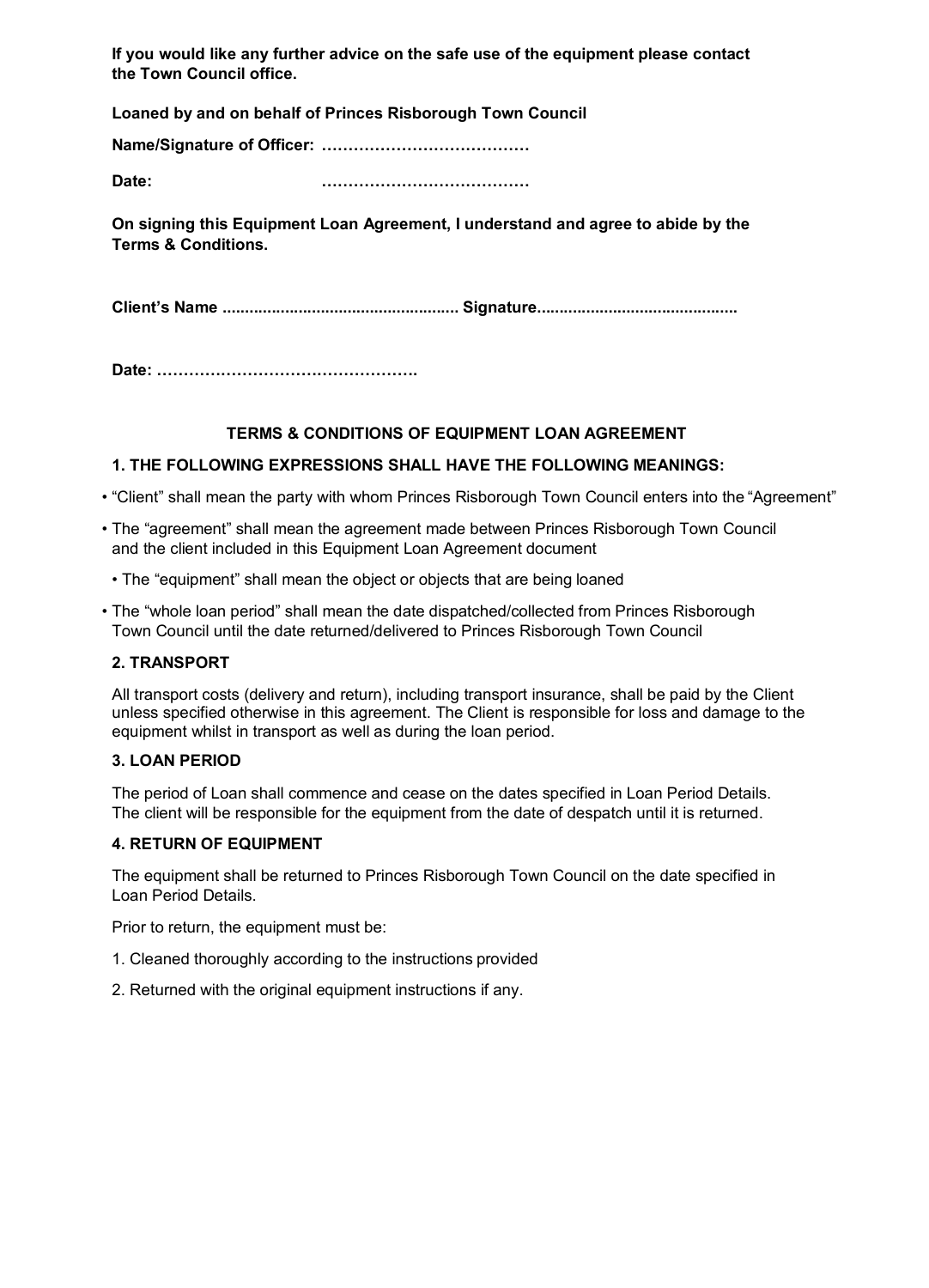**If you would like any further advice on the safe use of the equipment please contact the Town Council office.**

**Loaned by and on behalf of Princes Risborough Town Council**

**Name/Signature of Officer: …………………………………**

**Date: …………………………………**

**On signing this Equipment Loan Agreement, I understand and agree to abide by the Terms & Conditions.**

**Client's Name .................................................... Signature............................................**

**Date: ………………………………………….**

## TERMS & CONDITIONS OF EQUIPMENT LOAN AGREEMENT

### 1. THE FOLLOWING EXPRESSIONS SHALL HAVE THE FOLLOWING MEANINGS:

- "Client" shall mean the party with whom Princes Risborough Town Council enters into the "Agreement"
- The "agreement" shall mean the agreement made between Princes Risborough Town Council and the client included in this Equipment Loan Agreement document
- The "equipment" shall mean the object or objects that are being loaned
- The "whole loan period" shall mean the date dispatched/collected from Princes Risborough Town Council until the date returned/delivered to Princes Risborough Town Council

### 2. TRANSPORT

All transport costs (delivery and return), including transport insurance, shall be paid by the Client unless specified otherwise in this agreement. The Client is responsible for loss and damage to the equipment whilst in transport as well as during the loan period.

### 3. LOAN PERIOD

The period of Loan shall commence and cease on the dates specified in Loan Period Details. The client will be responsible for the equipment from the date of despatch until it is returned.

### 4. RETURN OF EQUIPMENT

The equipment shall be returned to Princes Risborough Town Council on the date specified in Loan Period Details.

Prior to return, the equipment must be:

1. Cleaned thoroughly according to the instructions provided
2. Returned with the original equipment instructions if any.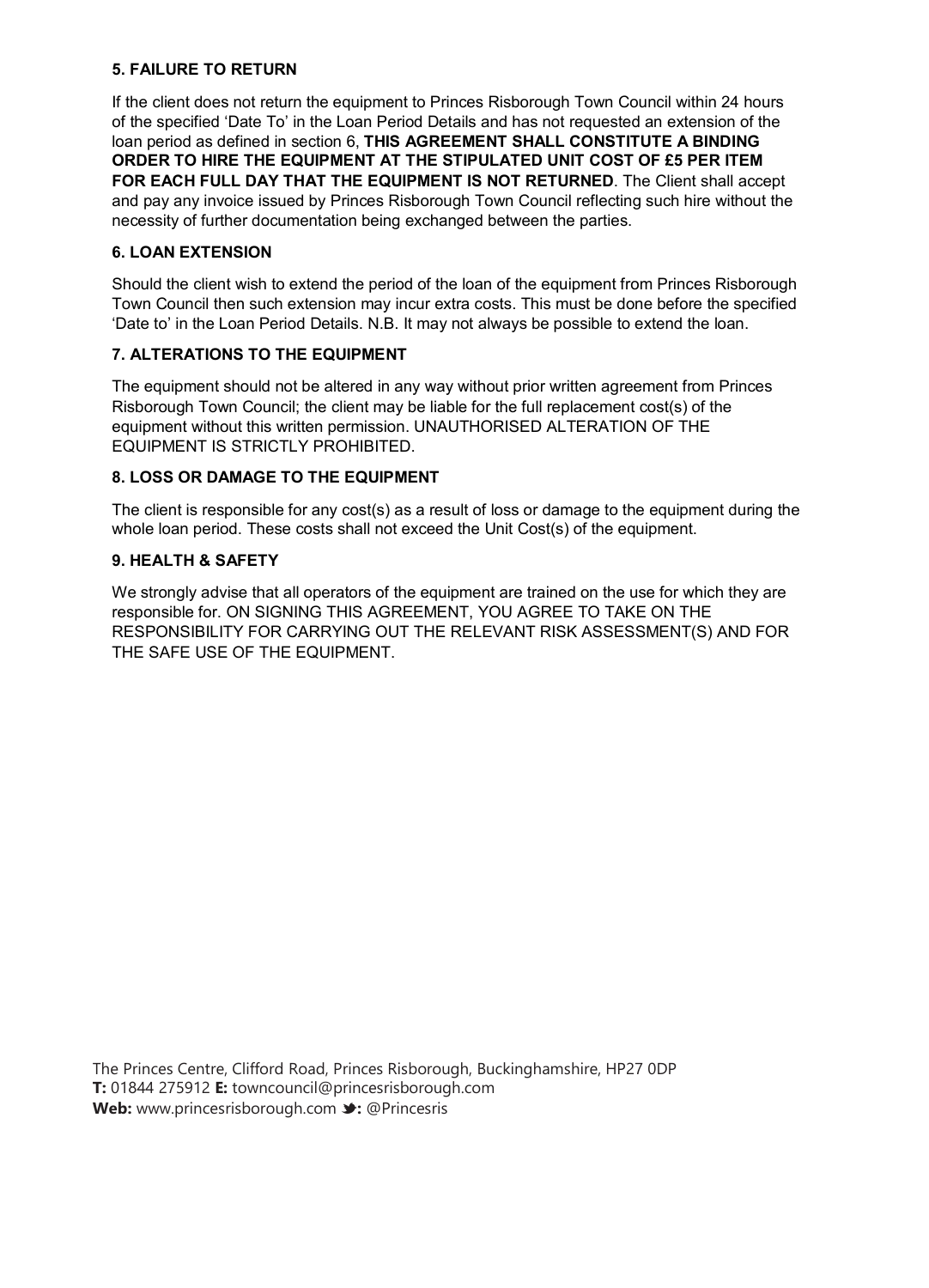### 5. FAILURE TO RETURN

If the client does not return the equipment to Princes Risborough Town Council within 24 hours of the specified 'Date To' in the Loan Period Details and has not requested an extension of the loan period as defined in section 6, **THIS AGREEMENT SHALL CONSTITUTE A BINDING ORDER TO HIRE THE EQUIPMENT AT THE STIPULATED UNIT COST OF £5 PER ITEM FOR EACH FULL DAY THAT THE EQUIPMENT IS NOT RETURNED**. The Client shall accept and pay any invoice issued by Princes Risborough Town Council reflecting such hire without the necessity of further documentation being exchanged between the parties.

### 6. LOAN EXTENSION

Should the client wish to extend the period of the loan of the equipment from Princes Risborough Town Council then such extension may incur extra costs. This must be done before the specified 'Date to' in the Loan Period Details. N.B. It may not always be possible to extend the loan.

### 7. ALTERATIONS TO THE EQUIPMENT

The equipment should not be altered in any way without prior written agreement from Princes Risborough Town Council; the client may be liable for the full replacement cost(s) of the equipment without this written permission. UNAUTHORISED ALTERATION OF THE EQUIPMENT IS STRICTLY PROHIBITED.

### 8. LOSS OR DAMAGE TO THE EQUIPMENT

The client is responsible for any cost(s) as a result of loss or damage to the equipment during the whole loan period. These costs shall not exceed the Unit Cost(s) of the equipment.

### 9. HEALTH & SAFETY

We strongly advise that all operators of the equipment are trained on the use for which they are responsible for. ON SIGNING THIS AGREEMENT, YOU AGREE TO TAKE ON THE RESPONSIBILITY FOR CARRYING OUT THE RELEVANT RISK ASSESSMENT(S) AND FOR THE SAFE USE OF THE EQUIPMENT.